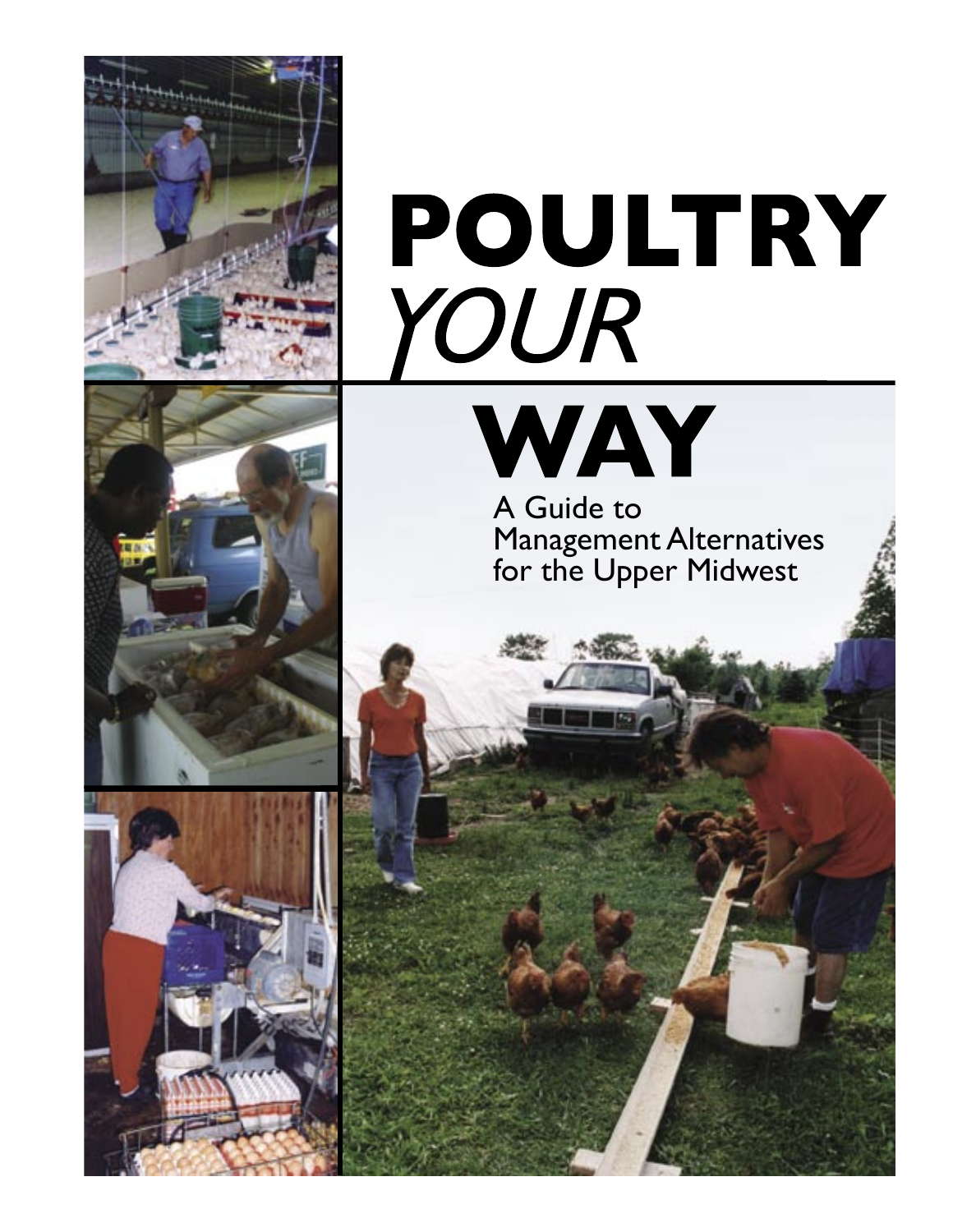# POULTRY *YOUR* WAY

## A Guide to Management Alternatives for the Upper Midwest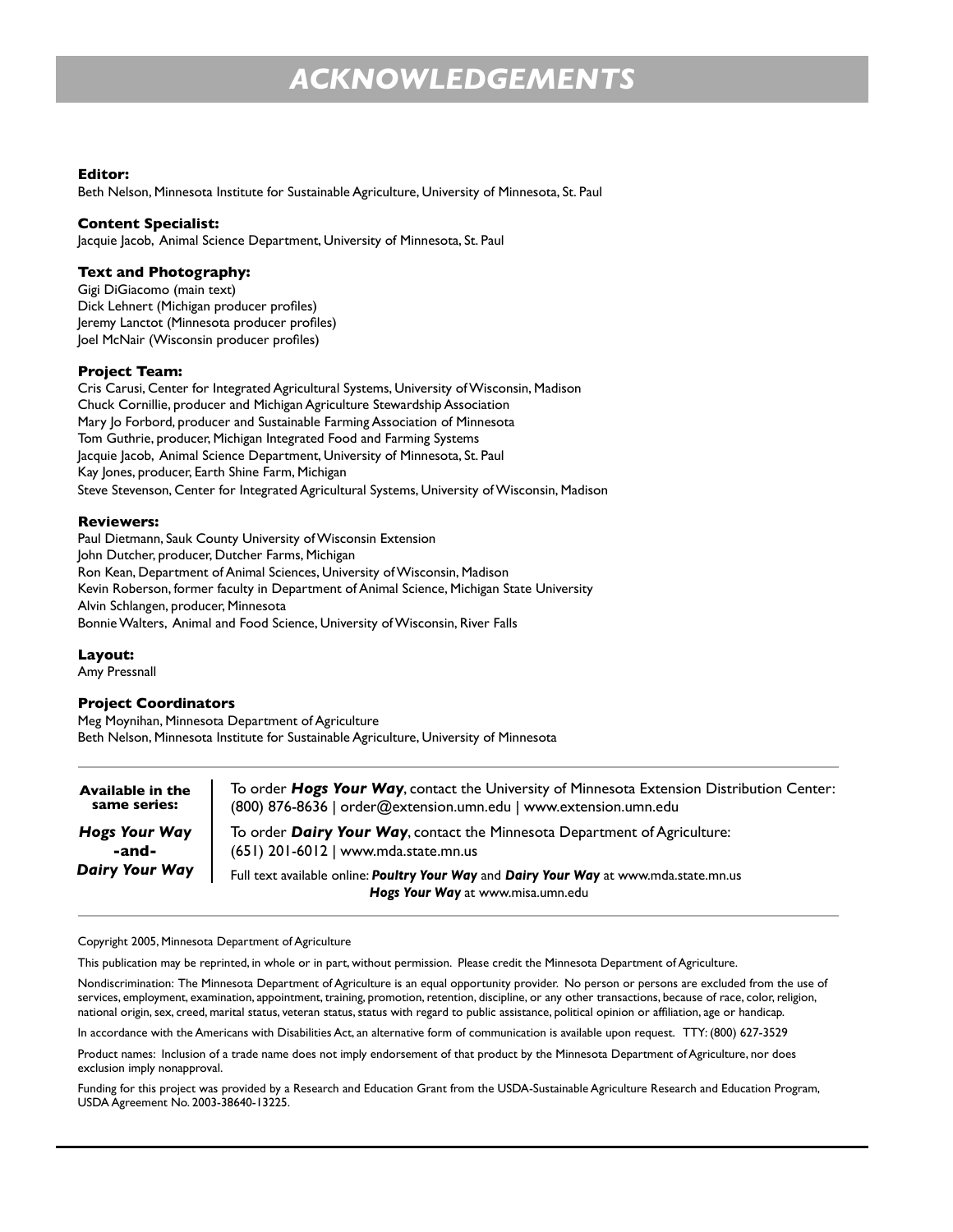# ACKNOWLEDGEMENTS

**Editor:**
Beth Nelson, Minnesota Institute for Sustainable Agriculture, University of Minnesota, St. Paul

**Content Specialist:**
Jacquie Jacob, Animal Science Department, University of Minnesota, St. Paul

**Text and Photography:**
Gigi DiGiacomo (main text)
Dick Lehnert (Michigan producer profiles)
Jeremy Lanctot (Minnesota producer profiles)
Joel McNair (Wisconsin producer profiles)

**Project Team:**
Cris Carusi, Center for Integrated Agricultural Systems, University of Wisconsin, Madison
Chuck Cornillie, producer and Michigan Agriculture Stewardship Association
Mary Jo Forbord, producer and Sustainable Farming Association of Minnesota
Tom Guthrie, producer, Michigan Integrated Food and Farming Systems
Jacquie Jacob, Animal Science Department, University of Minnesota, St. Paul
Kay Jones, producer, Earth Shine Farm, Michigan
Steve Stevenson, Center for Integrated Agricultural Systems, University of Wisconsin, Madison

**Reviewers:**
Paul Dietmann, Sauk County University of Wisconsin Extension
John Dutcher, producer, Dutcher Farms, Michigan
Ron Kean, Department of Animal Sciences, University of Wisconsin, Madison
Kevin Roberson, former faculty in Department of Animal Science, Michigan State University
Alvin Schlangen, producer, Minnesota
Bonnie Walters, Animal and Food Science, University of Wisconsin, River Falls

**Layout:**
Amy Pressnall

**Project Coordinators**
Meg Moynihan, Minnesota Department of Agriculture
Beth Nelson, Minnesota Institute for Sustainable Agriculture, University of Minnesota

---

**Available in the same series:**

***Hogs Your Way* -and- *Dairy Your Way***

To order ***Hogs Your Way***, contact the University of Minnesota Extension Distribution Center: (800) 876-8636 | order@extension.umn.edu | www.extension.umn.edu

To order ***Dairy Your Way***, contact the Minnesota Department of Agriculture: (651) 201-6012 | www.mda.state.mn.us

Full text available online: ***Poultry Your Way*** and ***Dairy Your Way*** at www.mda.state.mn.us
***Hogs Your Way*** at www.misa.umn.edu

---

Copyright 2005, Minnesota Department of Agriculture

This publication may be reprinted, in whole or in part, without permission. Please credit the Minnesota Department of Agriculture.

Nondiscrimination: The Minnesota Department of Agriculture is an equal opportunity provider. No person or persons are excluded from the use of services, employment, examination, appointment, training, promotion, retention, discipline, or any other transactions, because of race, color, religion, national origin, sex, creed, marital status, veteran status, status with regard to public assistance, political opinion or affiliation, age or handicap.

In accordance with the Americans with Disabilities Act, an alternative form of communication is available upon request. TTY: (800) 627-3529

Product names: Inclusion of a trade name does not imply endorsement of that product by the Minnesota Department of Agriculture, nor does exclusion imply nonapproval.

Funding for this project was provided by a Research and Education Grant from the USDA-Sustainable Agriculture Research and Education Program, USDA Agreement No. 2003-38640-13225.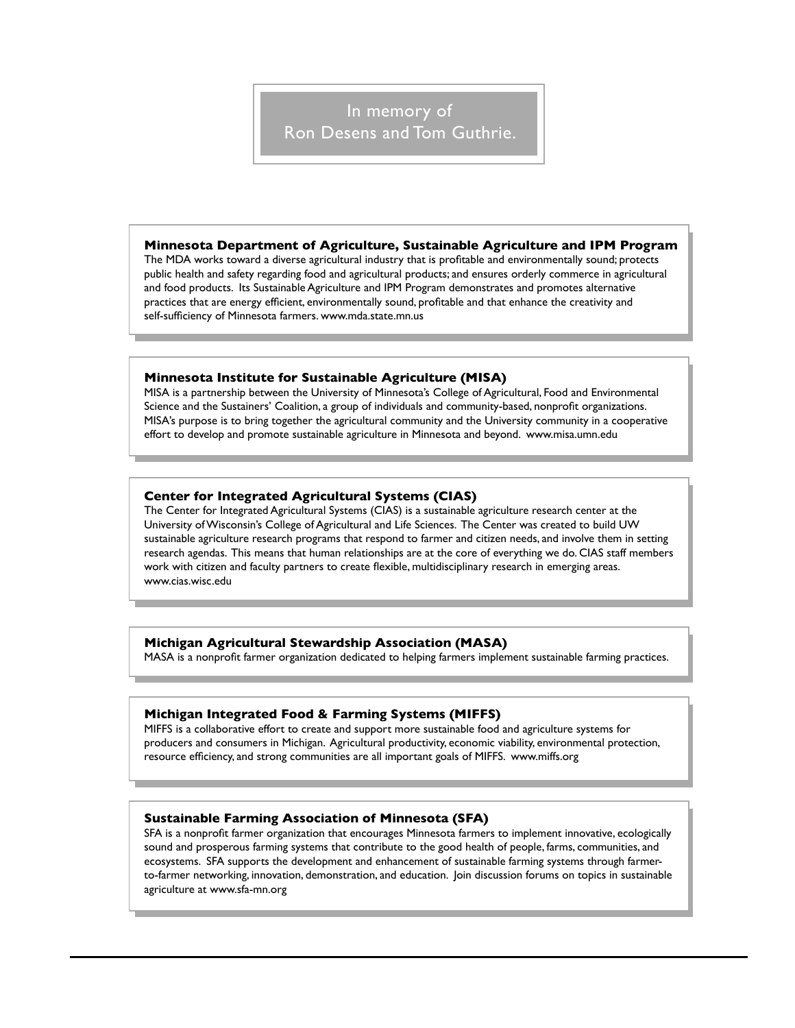In memory of
Ron Desens and Tom Guthrie.

### Minnesota Department of Agriculture, Sustainable Agriculture and IPM Program

The MDA works toward a diverse agricultural industry that is profitable and environmentally sound; protects public health and safety regarding food and agricultural products; and ensures orderly commerce in agricultural and food products. Its Sustainable Agriculture and IPM Program demonstrates and promotes alternative practices that are energy efficient, environmentally sound, profitable and that enhance the creativity and self-sufficiency of Minnesota farmers. www.mda.state.mn.us

### Minnesota Institute for Sustainable Agriculture (MISA)

MISA is a partnership between the University of Minnesota's College of Agricultural, Food and Environmental Science and the Sustainers' Coalition, a group of individuals and community-based, nonprofit organizations. MISA's purpose is to bring together the agricultural community and the University community in a cooperative effort to develop and promote sustainable agriculture in Minnesota and beyond. www.misa.umn.edu

### Center for Integrated Agricultural Systems (CIAS)

The Center for Integrated Agricultural Systems (CIAS) is a sustainable agriculture research center at the University of Wisconsin's College of Agricultural and Life Sciences. The Center was created to build UW sustainable agriculture research programs that respond to farmer and citizen needs, and involve them in setting research agendas. This means that human relationships are at the core of everything we do. CIAS staff members work with citizen and faculty partners to create flexible, multidisciplinary research in emerging areas. www.cias.wisc.edu

### Michigan Agricultural Stewardship Association (MASA)

MASA is a nonprofit farmer organization dedicated to helping farmers implement sustainable farming practices.

### Michigan Integrated Food & Farming Systems (MIFFS)

MIFFS is a collaborative effort to create and support more sustainable food and agriculture systems for producers and consumers in Michigan. Agricultural productivity, economic viability, environmental protection, resource efficiency, and strong communities are all important goals of MIFFS. www.miffs.org

### Sustainable Farming Association of Minnesota (SFA)

SFA is a nonprofit farmer organization that encourages Minnesota farmers to implement innovative, ecologically sound and prosperous farming systems that contribute to the good health of people, farms, communities, and ecosystems. SFA supports the development and enhancement of sustainable farming systems through farmer-to-farmer networking, innovation, demonstration, and education. Join discussion forums on topics in sustainable agriculture at www.sfa-mn.org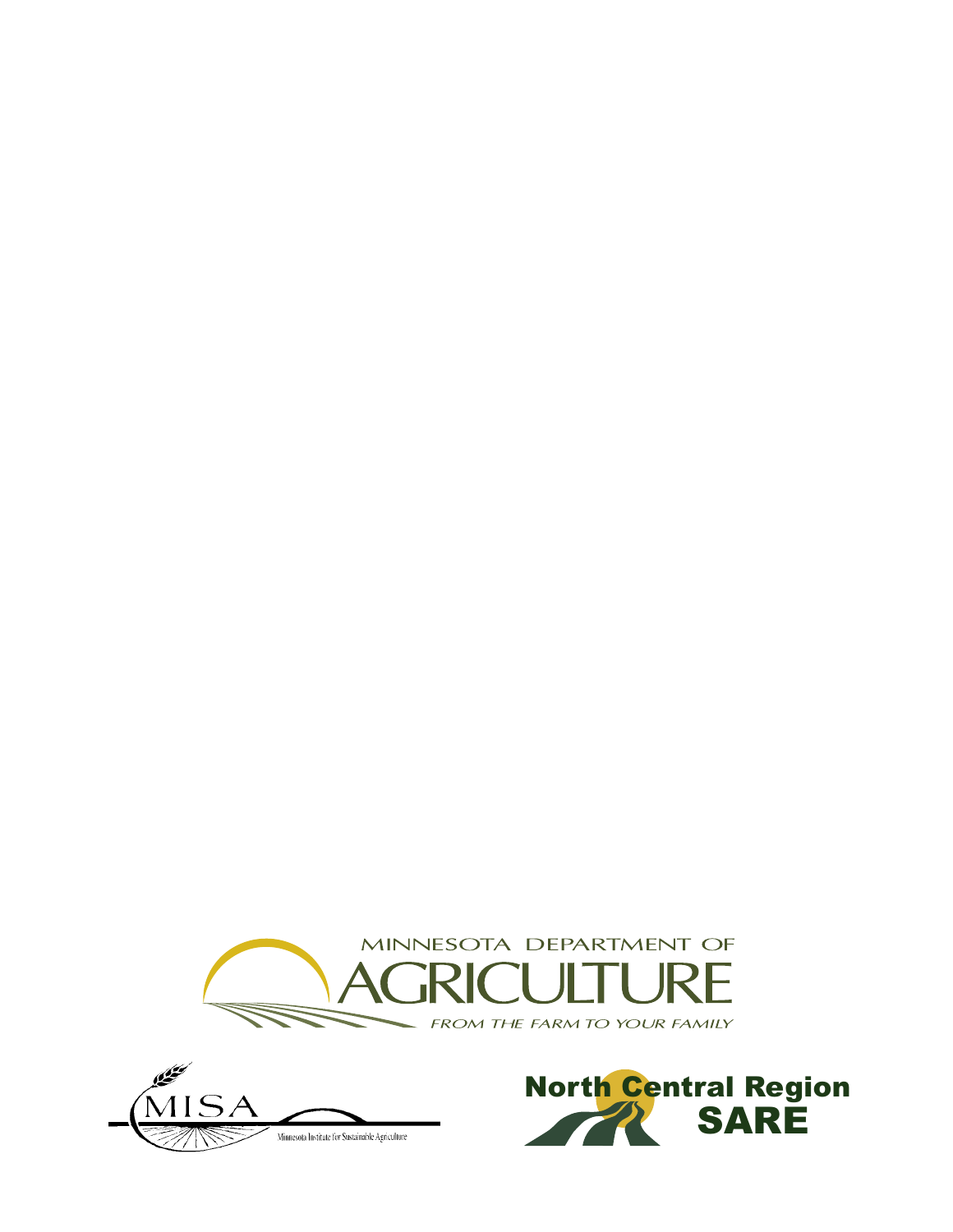MINNESOTA DEPARTMENT OF

AGRICULTURE

FROM THE FARM TO YOUR FAMILY

MISA

Minnesota Institute for Sustainable Agriculture

North Central Region

SARE